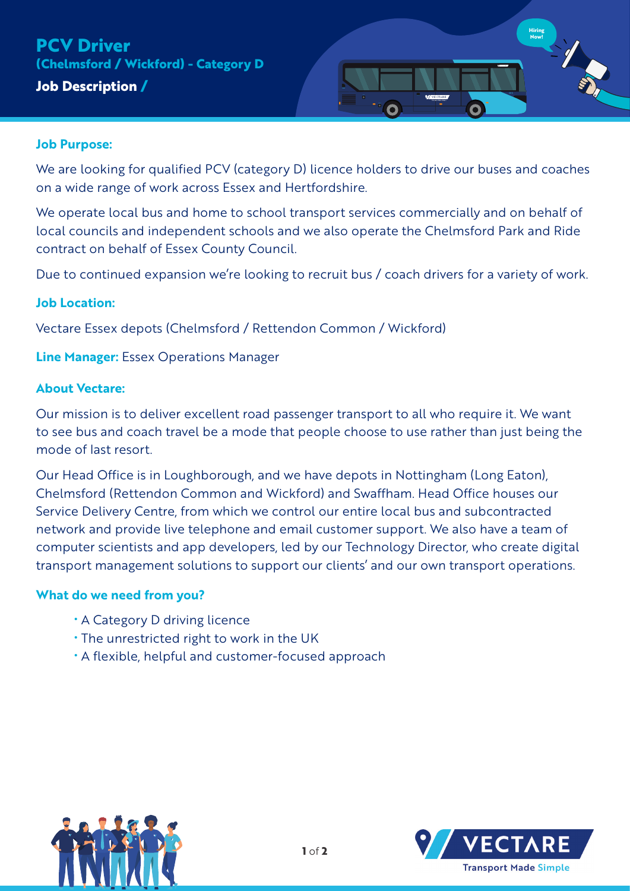# PCV Driver

## (Chelmsford / Wickford) - Category D

**Job Description /**

### Job Purpose:

We are looking for qualified PCV (category D) licence holders to drive our buses and coaches on a wide range of work across Essex and Hertfordshire.

We operate local bus and home to school transport services commercially and on behalf of local councils and independent schools and we also operate the Chelmsford Park and Ride contract on behalf of Essex County Council.

Due to continued expansion we're looking to recruit bus / coach drivers for a variety of work.

### Job Location:

Vectare Essex depots (Chelmsford / Rettendon Common / Wickford)

**Line Manager:** Essex Operations Manager

### About Vectare:

Our mission is to deliver excellent road passenger transport to all who require it. We want to see bus and coach travel be a mode that people choose to use rather than just being the mode of last resort.

Our Head Office is in Loughborough, and we have depots in Nottingham (Long Eaton), Chelmsford (Rettendon Common and Wickford) and Swaffham. Head Office houses our Service Delivery Centre, from which we control our entire local bus and subcontracted network and provide live telephone and email customer support. We also have a team of computer scientists and app developers, led by our Technology Director, who create digital transport management solutions to support our clients' and our own transport operations.

### What do we need from you?

- A Category D driving licence
- The unrestricted right to work in the UK
- A flexible, helpful and customer-focused approach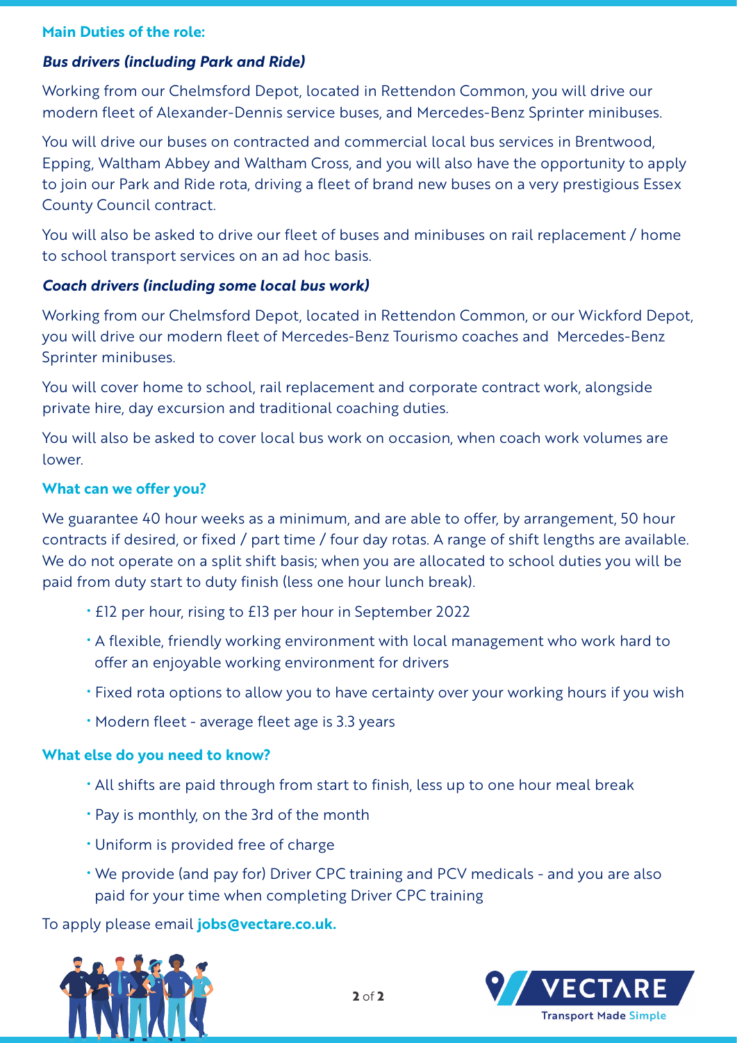## Main Duties of the role:

### *Bus drivers (including Park and Ride)*

Working from our Chelmsford Depot, located in Rettendon Common, you will drive our modern fleet of Alexander-Dennis service buses, and Mercedes-Benz Sprinter minibuses.

You will drive our buses on contracted and commercial local bus services in Brentwood, Epping, Waltham Abbey and Waltham Cross, and you will also have the opportunity to apply to join our Park and Ride rota, driving a fleet of brand new buses on a very prestigious Essex County Council contract.

You will also be asked to drive our fleet of buses and minibuses on rail replacement / home to school transport services on an ad hoc basis.

### *Coach drivers (including some local bus work)*

Working from our Chelmsford Depot, located in Rettendon Common, or our Wickford Depot, you will drive our modern fleet of Mercedes-Benz Tourismo coaches and Mercedes-Benz Sprinter minibuses.

You will cover home to school, rail replacement and corporate contract work, alongside private hire, day excursion and traditional coaching duties.

You will also be asked to cover local bus work on occasion, when coach work volumes are lower.

## What can we offer you?

We guarantee 40 hour weeks as a minimum, and are able to offer, by arrangement, 50 hour contracts if desired, or fixed / part time / four day rotas. A range of shift lengths are available. We do not operate on a split shift basis; when you are allocated to school duties you will be paid from duty start to duty finish (less one hour lunch break).

- £12 per hour, rising to £13 per hour in September 2022
- A flexible, friendly working environment with local management who work hard to offer an enjoyable working environment for drivers
- Fixed rota options to allow you to have certainty over your working hours if you wish
- Modern fleet - average fleet age is 3.3 years

## What else do you need to know?

- All shifts are paid through from start to finish, less up to one hour meal break
- Pay is monthly, on the 3rd of the month
- Uniform is provided free of charge
- We provide (and pay for) Driver CPC training and PCV medicals - and you are also paid for your time when completing Driver CPC training

To apply please email **jobs@vectare.co.uk.**

VECTARE
Transport Made Simple